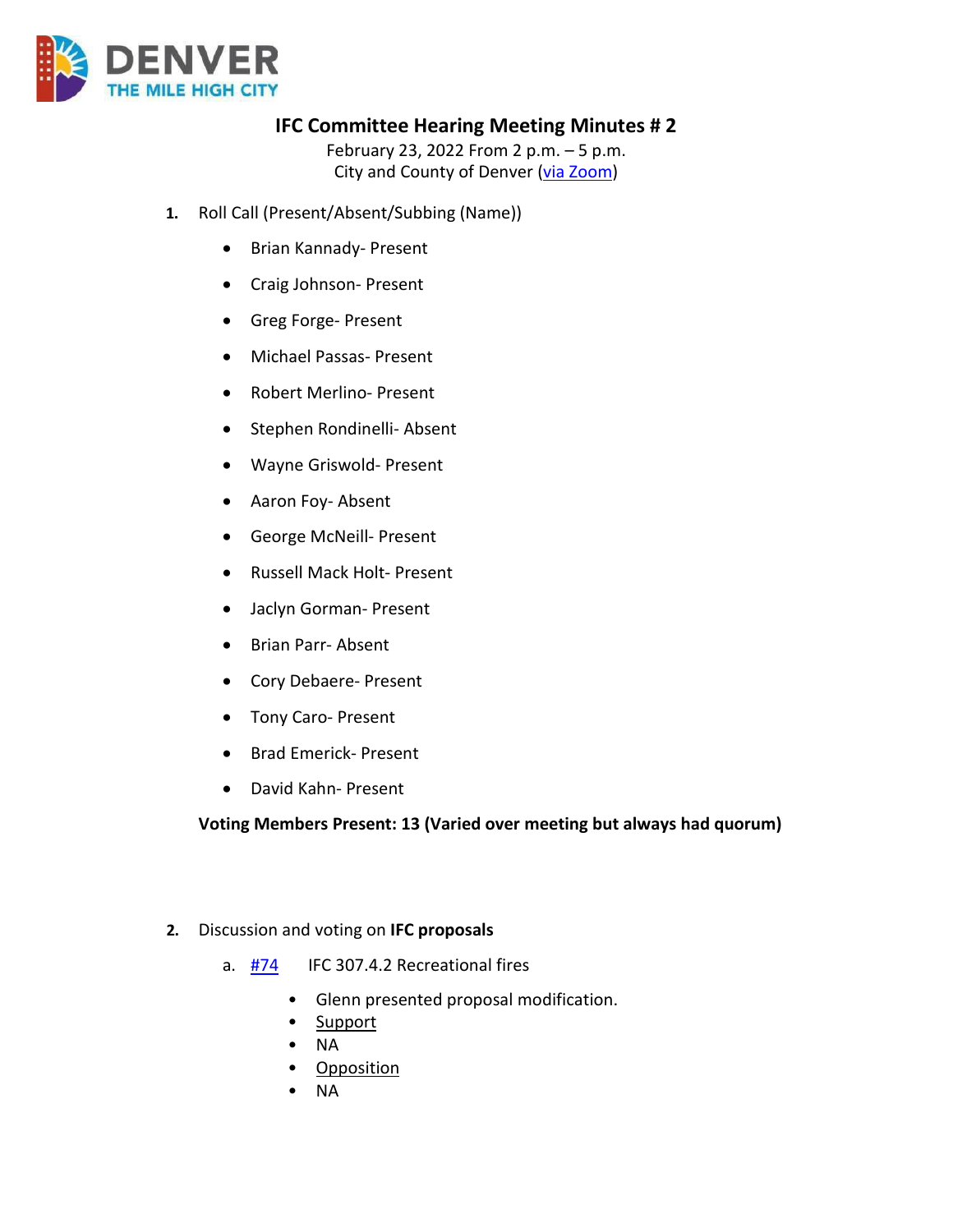# IFC Committee Hearing Meeting Minutes # 2

February 23, 2022 From 2 p.m. – 5 p.m.
City and County of Denver (via Zoom)

1. Roll Call (Present/Absent/Subbing (Name))
   - Brian Kannady- Present
   - Craig Johnson- Present
   - Greg Forge- Present
   - Michael Passas- Present
   - Robert Merlino- Present
   - Stephen Rondinelli- Absent
   - Wayne Griswold- Present
   - Aaron Foy- Absent
   - George McNeill- Present
   - Russell Mack Holt- Present
   - Jaclyn Gorman- Present
   - Brian Parr- Absent
   - Cory Debaere- Present
   - Tony Caro- Present
   - Brad Emerick- Present
   - David Kahn- Present

   **Voting Members Present: 13 (Varied over meeting but always had quorum)**

2. Discussion and voting on **IFC proposals**
   a. #74 IFC 307.4.2 Recreational fires
      - Glenn presented proposal modification.
      - Support
      - NA
      - Opposition
      - NA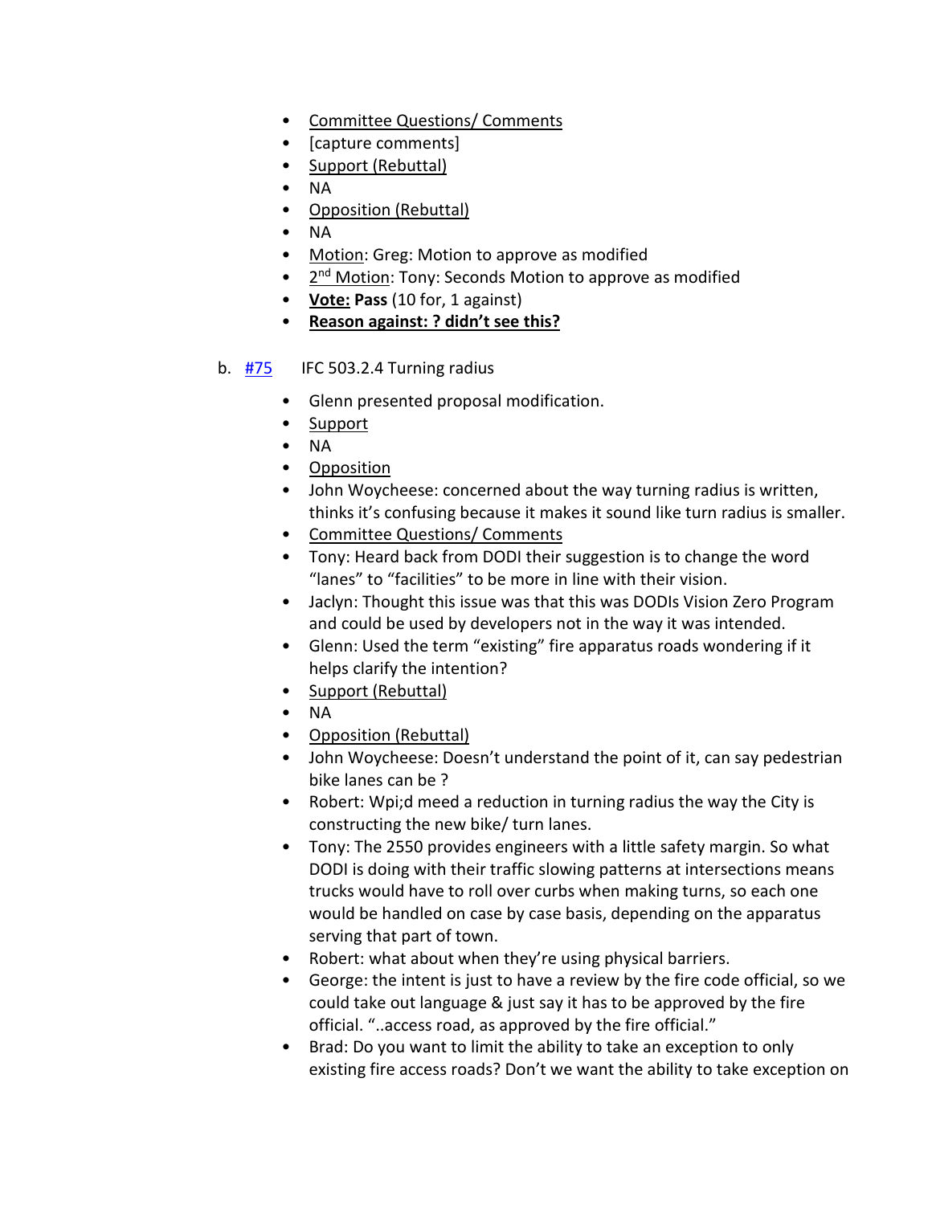- Committee Questions/ Comments
- [capture comments]
- Support (Rebuttal)
- NA
- Opposition (Rebuttal)
- NA
- Motion: Greg: Motion to approve as modified
- 2nd Motion: Tony: Seconds Motion to approve as modified
- **Vote: Pass** (10 for, 1 against)
- **Reason against: ? didn't see this?**

b. #75 IFC 503.2.4 Turning radius

- Glenn presented proposal modification.
- Support
- NA
- Opposition
- John Woycheese: concerned about the way turning radius is written, thinks it's confusing because it makes it sound like turn radius is smaller.
- Committee Questions/ Comments
- Tony: Heard back from DODI their suggestion is to change the word "lanes" to "facilities" to be more in line with their vision.
- Jaclyn: Thought this issue was that this was DODIs Vision Zero Program and could be used by developers not in the way it was intended.
- Glenn: Used the term "existing" fire apparatus roads wondering if it helps clarify the intention?
- Support (Rebuttal)
- NA
- Opposition (Rebuttal)
- John Woycheese: Doesn't understand the point of it, can say pedestrian bike lanes can be ?
- Robert: Wpi;d meed a reduction in turning radius the way the City is constructing the new bike/ turn lanes.
- Tony: The 2550 provides engineers with a little safety margin. So what DODI is doing with their traffic slowing patterns at intersections means trucks would have to roll over curbs when making turns, so each one would be handled on case by case basis, depending on the apparatus serving that part of town.
- Robert: what about when they're using physical barriers.
- George: the intent is just to have a review by the fire code official, so we could take out language & just say it has to be approved by the fire official. "..access road, as approved by the fire official."
- Brad: Do you want to limit the ability to take an exception to only existing fire access roads? Don't we want the ability to take exception on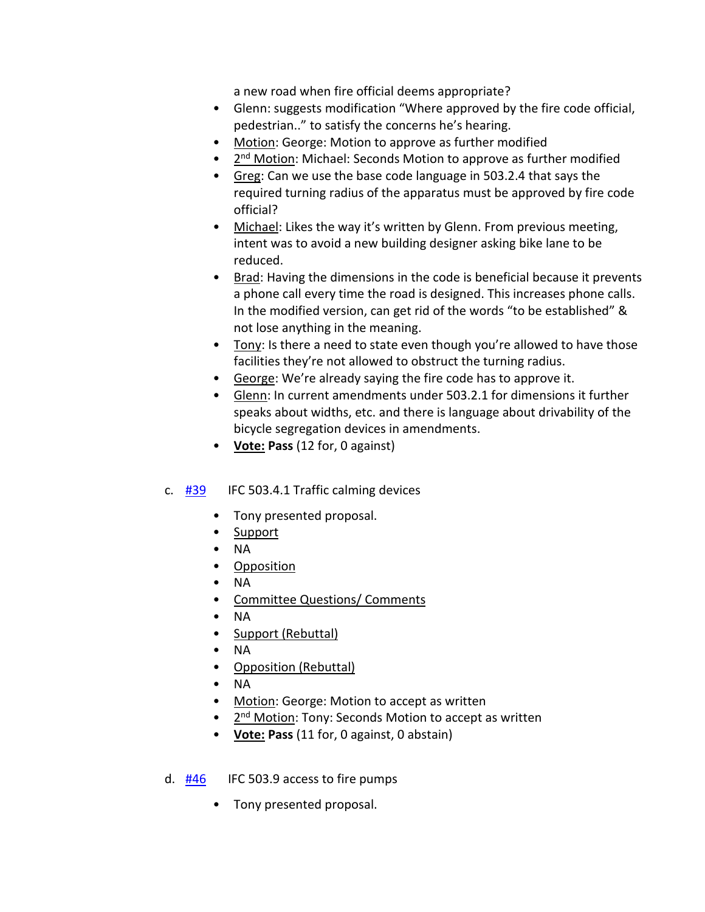a new road when fire official deems appropriate?

- Glenn: suggests modification "Where approved by the fire code official, pedestrian.." to satisfy the concerns he's hearing.
- Motion: George: Motion to approve as further modified
- 2nd Motion: Michael: Seconds Motion to approve as further modified
- Greg: Can we use the base code language in 503.2.4 that says the required turning radius of the apparatus must be approved by fire code official?
- Michael: Likes the way it's written by Glenn. From previous meeting, intent was to avoid a new building designer asking bike lane to be reduced.
- Brad: Having the dimensions in the code is beneficial because it prevents a phone call every time the road is designed. This increases phone calls. In the modified version, can get rid of the words "to be established" & not lose anything in the meaning.
- Tony: Is there a need to state even though you're allowed to have those facilities they're not allowed to obstruct the turning radius.
- George: We're already saying the fire code has to approve it.
- Glenn: In current amendments under 503.2.1 for dimensions it further speaks about widths, etc. and there is language about drivability of the bicycle segregation devices in amendments.
- **Vote: Pass** (12 for, 0 against)

c. #39 IFC 503.4.1 Traffic calming devices

- Tony presented proposal.
- Support
- NA
- Opposition
- NA
- Committee Questions/ Comments
- NA
- Support (Rebuttal)
- NA
- Opposition (Rebuttal)
- NA
- Motion: George: Motion to accept as written
- 2nd Motion: Tony: Seconds Motion to accept as written
- **Vote: Pass** (11 for, 0 against, 0 abstain)

d. #46 IFC 503.9 access to fire pumps

- Tony presented proposal.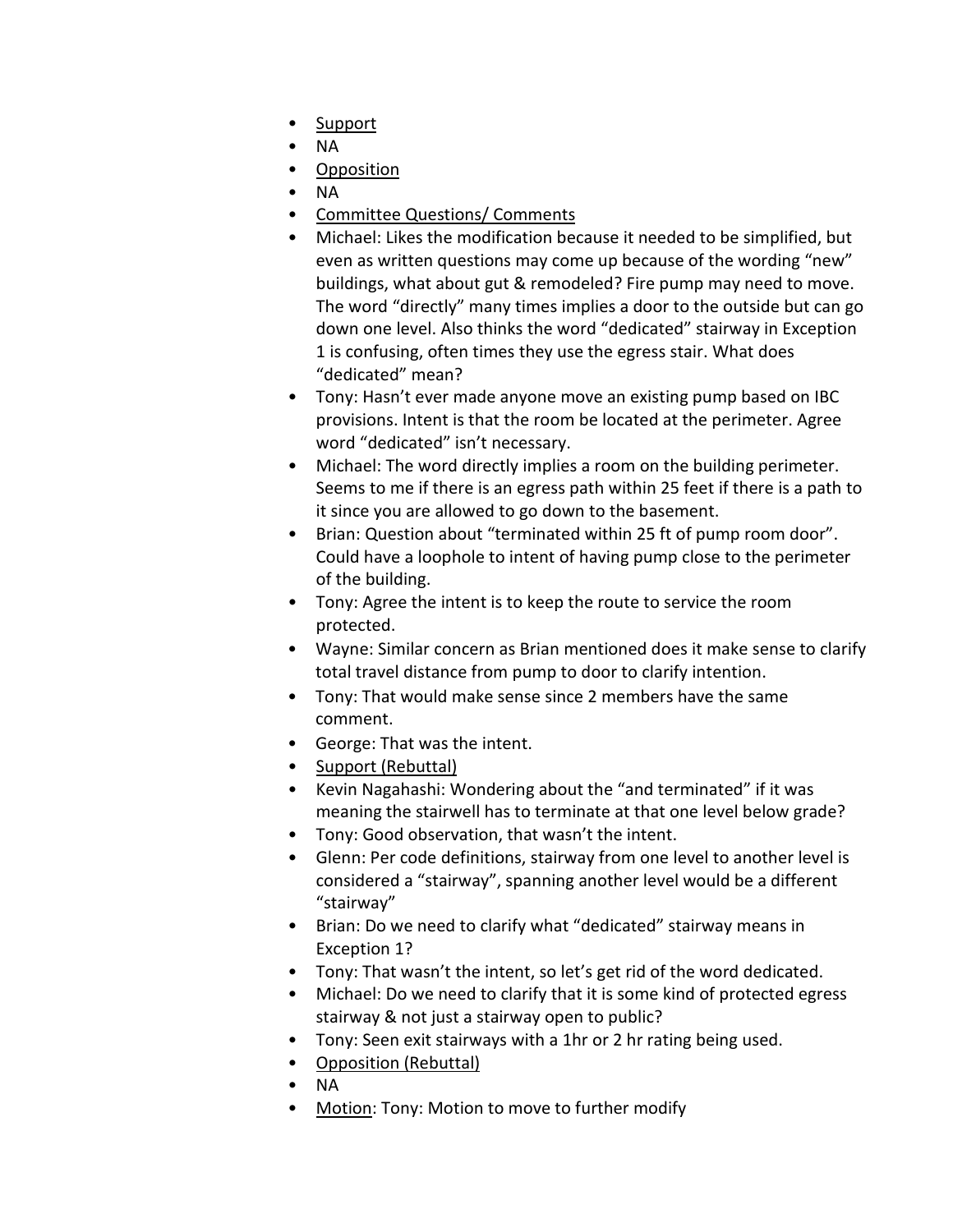- <u>Support</u>
- NA
- <u>Opposition</u>
- NA
- <u>Committee Questions/ Comments</u>
- Michael: Likes the modification because it needed to be simplified, but even as written questions may come up because of the wording “new” buildings, what about gut & remodeled? Fire pump may need to move. The word “directly” many times implies a door to the outside but can go down one level. Also thinks the word “dedicated” stairway in Exception 1 is confusing, often times they use the egress stair. What does “dedicated” mean?
- Tony: Hasn’t ever made anyone move an existing pump based on IBC provisions. Intent is that the room be located at the perimeter. Agree word “dedicated” isn’t necessary.
- Michael: The word directly implies a room on the building perimeter. Seems to me if there is an egress path within 25 feet if there is a path to it since you are allowed to go down to the basement.
- Brian: Question about “terminated within 25 ft of pump room door”. Could have a loophole to intent of having pump close to the perimeter of the building.
- Tony: Agree the intent is to keep the route to service the room protected.
- Wayne: Similar concern as Brian mentioned does it make sense to clarify total travel distance from pump to door to clarify intention.
- Tony: That would make sense since 2 members have the same comment.
- George: That was the intent.
- <u>Support (Rebuttal)</u>
- Kevin Nagahashi: Wondering about the “and terminated” if it was meaning the stairwell has to terminate at that one level below grade?
- Tony: Good observation, that wasn’t the intent.
- Glenn: Per code definitions, stairway from one level to another level is considered a “stairway”, spanning another level would be a different “stairway”
- Brian: Do we need to clarify what “dedicated” stairway means in Exception 1?
- Tony: That wasn’t the intent, so let’s get rid of the word dedicated.
- Michael: Do we need to clarify that it is some kind of protected egress stairway & not just a stairway open to public?
- Tony: Seen exit stairways with a 1hr or 2 hr rating being used.
- <u>Opposition (Rebuttal)</u>
- NA
- <u>Motion</u>: Tony: Motion to move to further modify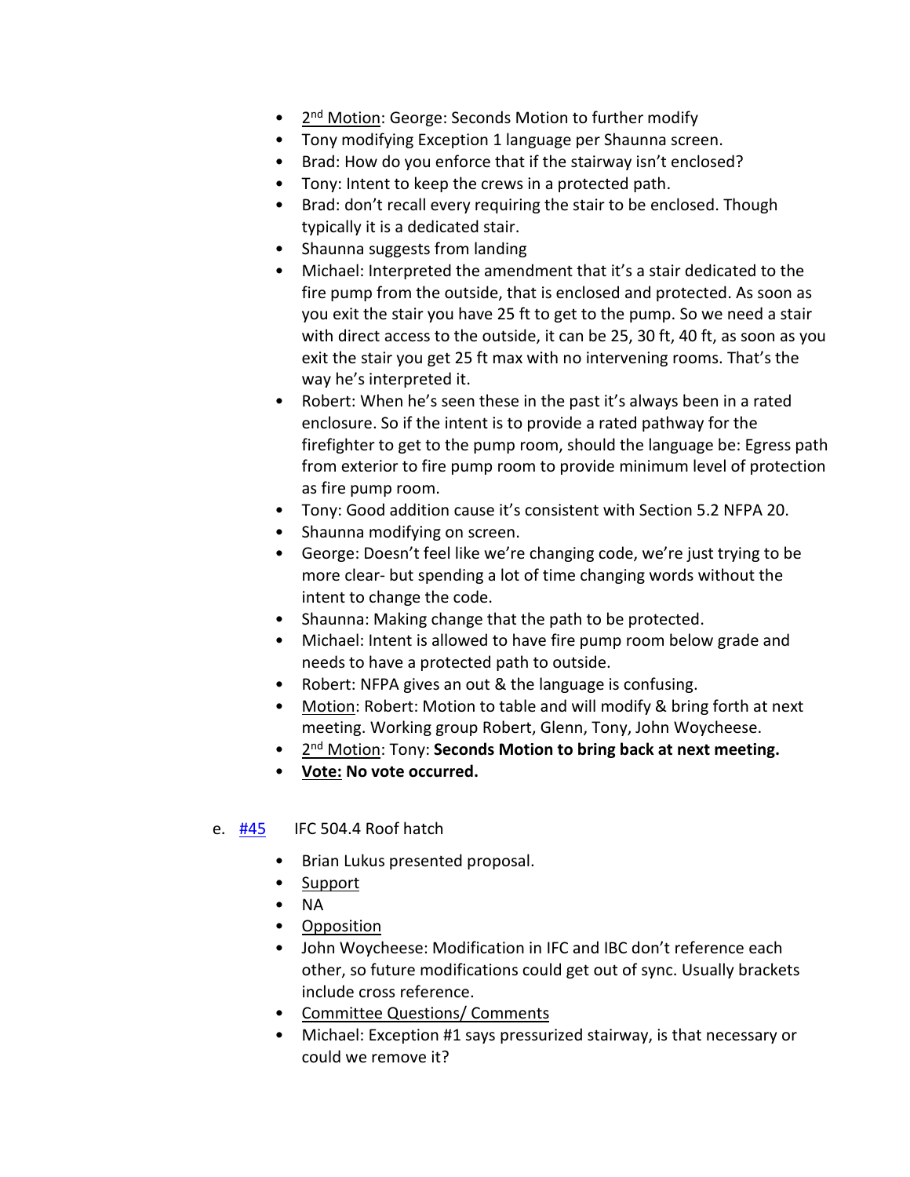- 2nd Motion: George: Seconds Motion to further modify
- Tony modifying Exception 1 language per Shaunna screen.
- Brad: How do you enforce that if the stairway isn't enclosed?
- Tony: Intent to keep the crews in a protected path.
- Brad: don't recall every requiring the stair to be enclosed. Though typically it is a dedicated stair.
- Shaunna suggests from landing
- Michael: Interpreted the amendment that it's a stair dedicated to the fire pump from the outside, that is enclosed and protected. As soon as you exit the stair you have 25 ft to get to the pump. So we need a stair with direct access to the outside, it can be 25, 30 ft, 40 ft, as soon as you exit the stair you get 25 ft max with no intervening rooms. That's the way he's interpreted it.
- Robert: When he's seen these in the past it's always been in a rated enclosure. So if the intent is to provide a rated pathway for the firefighter to get to the pump room, should the language be: Egress path from exterior to fire pump room to provide minimum level of protection as fire pump room.
- Tony: Good addition cause it's consistent with Section 5.2 NFPA 20.
- Shaunna modifying on screen.
- George: Doesn't feel like we're changing code, we're just trying to be more clear- but spending a lot of time changing words without the intent to change the code.
- Shaunna: Making change that the path to be protected.
- Michael: Intent is allowed to have fire pump room below grade and needs to have a protected path to outside.
- Robert: NFPA gives an out & the language is confusing.
- Motion: Robert: Motion to table and will modify & bring forth at next meeting. Working group Robert, Glenn, Tony, John Woycheese.
- 2nd Motion: Tony: **Seconds Motion to bring back at next meeting.**
- **Vote: No vote occurred.**

e. #45 IFC 504.4 Roof hatch

- Brian Lukus presented proposal.
- Support
- NA
- Opposition
- John Woycheese: Modification in IFC and IBC don't reference each other, so future modifications could get out of sync. Usually brackets include cross reference.
- Committee Questions/ Comments
- Michael: Exception #1 says pressurized stairway, is that necessary or could we remove it?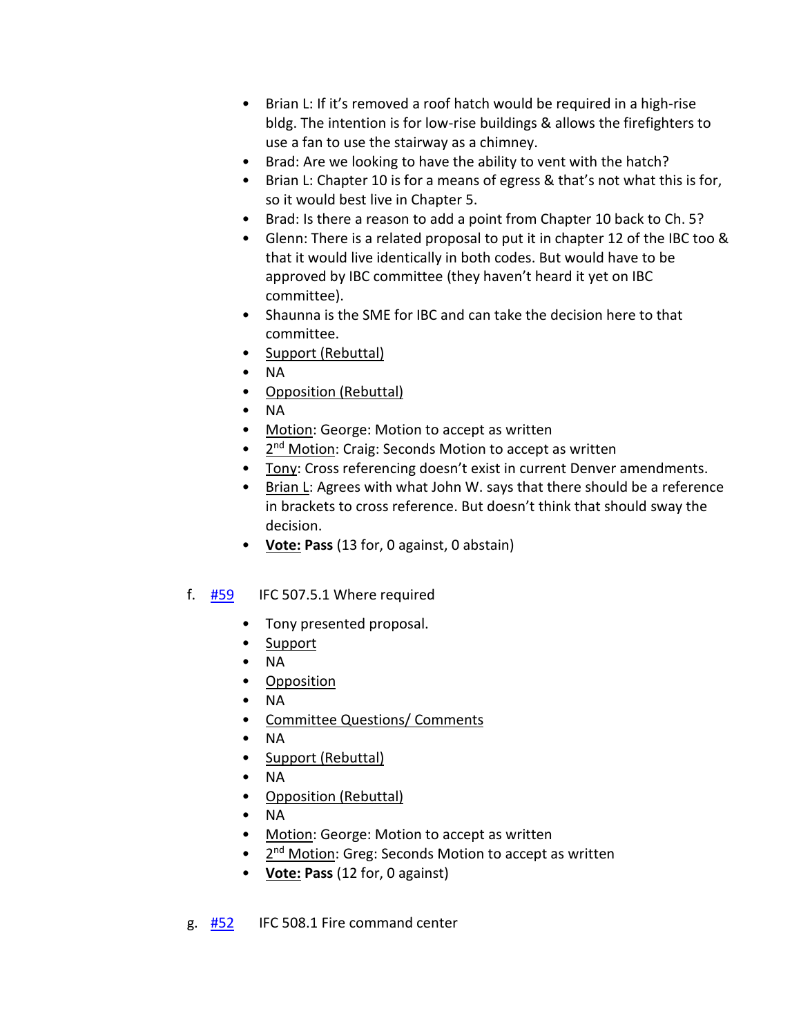- Brian L: If it's removed a roof hatch would be required in a high-rise bldg. The intention is for low-rise buildings & allows the firefighters to use a fan to use the stairway as a chimney.
- Brad: Are we looking to have the ability to vent with the hatch?
- Brian L: Chapter 10 is for a means of egress & that's not what this is for, so it would best live in Chapter 5.
- Brad: Is there a reason to add a point from Chapter 10 back to Ch. 5?
- Glenn: There is a related proposal to put it in chapter 12 of the IBC too & that it would live identically in both codes. But would have to be approved by IBC committee (they haven't heard it yet on IBC committee).
- Shaunna is the SME for IBC and can take the decision here to that committee.
- Support (Rebuttal)
- NA
- Opposition (Rebuttal)
- NA
- Motion: George: Motion to accept as written
- 2nd Motion: Craig: Seconds Motion to accept as written
- Tony: Cross referencing doesn't exist in current Denver amendments.
- Brian L: Agrees with what John W. says that there should be a reference in brackets to cross reference. But doesn't think that should sway the decision.
- **Vote: Pass** (13 for, 0 against, 0 abstain)

f. #59 IFC 507.5.1 Where required

- Tony presented proposal.
- Support
- NA
- Opposition
- NA
- Committee Questions/ Comments
- NA
- Support (Rebuttal)
- NA
- Opposition (Rebuttal)
- NA
- Motion: George: Motion to accept as written
- 2nd Motion: Greg: Seconds Motion to accept as written
- **Vote: Pass** (12 for, 0 against)

g. #52 IFC 508.1 Fire command center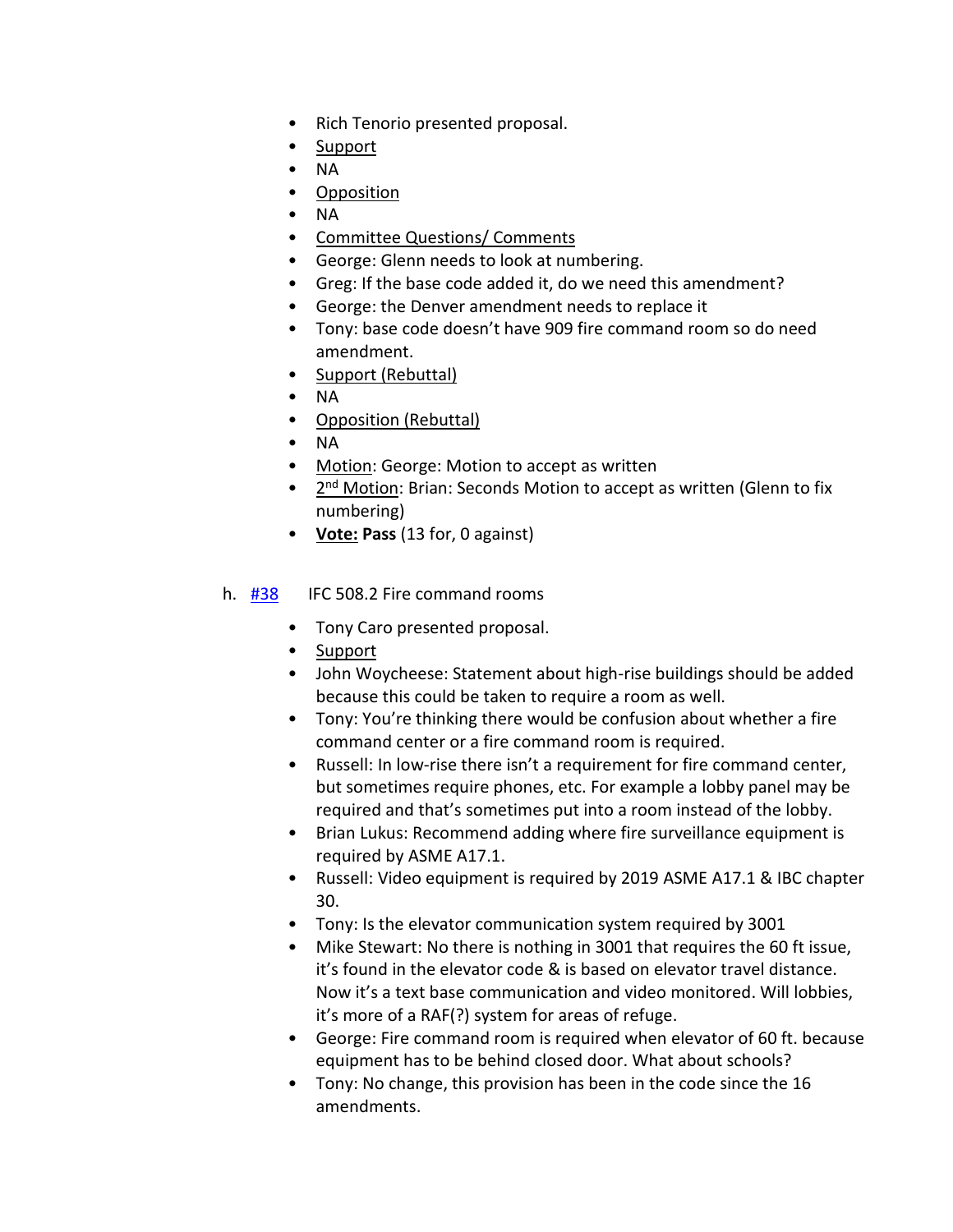- Rich Tenorio presented proposal.
- Support
- NA
- Opposition
- NA
- Committee Questions/ Comments
- George: Glenn needs to look at numbering.
- Greg: If the base code added it, do we need this amendment?
- George: the Denver amendment needs to replace it
- Tony: base code doesn't have 909 fire command room so do need amendment.
- Support (Rebuttal)
- NA
- Opposition (Rebuttal)
- NA
- Motion: George: Motion to accept as written
- 2nd Motion: Brian: Seconds Motion to accept as written (Glenn to fix numbering)
- **Vote: Pass** (13 for, 0 against)

h. #38 IFC 508.2 Fire command rooms

- Tony Caro presented proposal.
- Support
- John Woycheese: Statement about high-rise buildings should be added because this could be taken to require a room as well.
- Tony: You're thinking there would be confusion about whether a fire command center or a fire command room is required.
- Russell: In low-rise there isn't a requirement for fire command center, but sometimes require phones, etc. For example a lobby panel may be required and that's sometimes put into a room instead of the lobby.
- Brian Lukus: Recommend adding where fire surveillance equipment is required by ASME A17.1.
- Russell: Video equipment is required by 2019 ASME A17.1 & IBC chapter 30.
- Tony: Is the elevator communication system required by 3001
- Mike Stewart: No there is nothing in 3001 that requires the 60 ft issue, it's found in the elevator code & is based on elevator travel distance. Now it's a text base communication and video monitored. Will lobbies, it's more of a RAF(?) system for areas of refuge.
- George: Fire command room is required when elevator of 60 ft. because equipment has to be behind closed door. What about schools?
- Tony: No change, this provision has been in the code since the 16 amendments.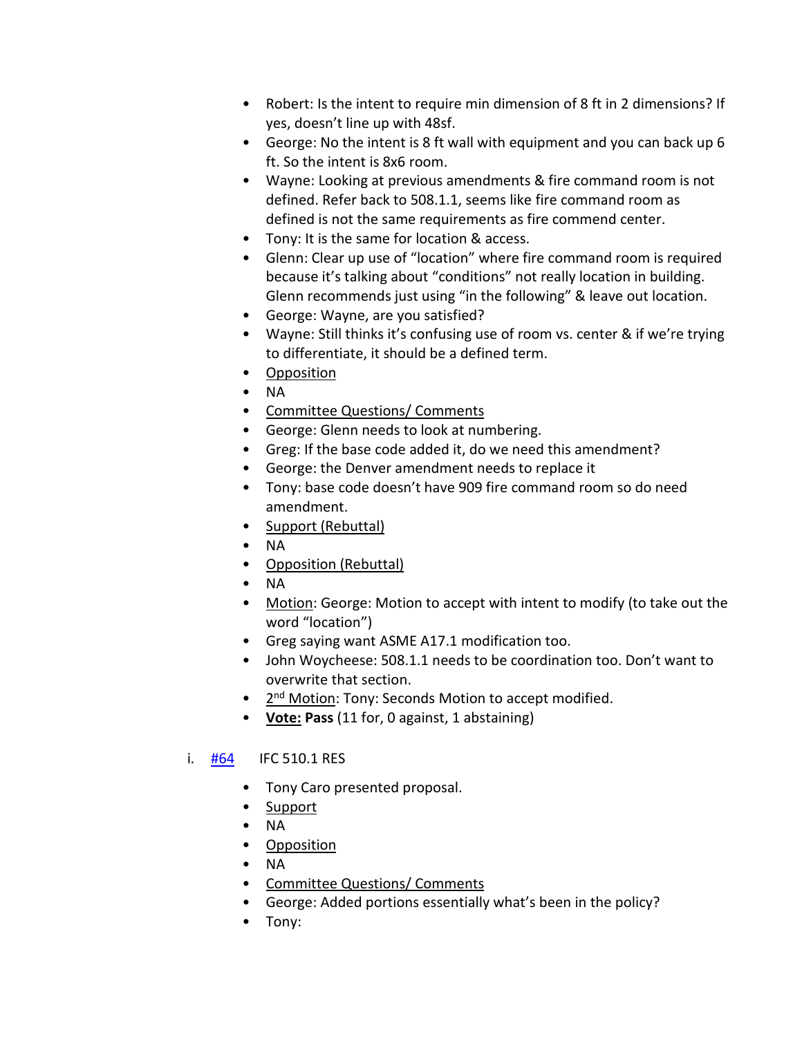- Robert: Is the intent to require min dimension of 8 ft in 2 dimensions? If yes, doesn't line up with 48sf.
- George: No the intent is 8 ft wall with equipment and you can back up 6 ft. So the intent is 8x6 room.
- Wayne: Looking at previous amendments & fire command room is not defined. Refer back to 508.1.1, seems like fire command room as defined is not the same requirements as fire commend center.
- Tony: It is the same for location & access.
- Glenn: Clear up use of "location" where fire command room is required because it's talking about "conditions" not really location in building. Glenn recommends just using "in the following" & leave out location.
- George: Wayne, are you satisfied?
- Wayne: Still thinks it's confusing use of room vs. center & if we're trying to differentiate, it should be a defined term.
- <u>Opposition</u>
- NA
- <u>Committee Questions/ Comments</u>
- George: Glenn needs to look at numbering.
- Greg: If the base code added it, do we need this amendment?
- George: the Denver amendment needs to replace it
- Tony: base code doesn't have 909 fire command room so do need amendment.
- <u>Support (Rebuttal)</u>
- NA
- <u>Opposition (Rebuttal)</u>
- NA
- <u>Motion</u>: George: Motion to accept with intent to modify (to take out the word "location")
- Greg saying want ASME A17.1 modification too.
- John Woycheese: 508.1.1 needs to be coordination too. Don't want to overwrite that section.
- <u>2nd Motion</u>: Tony: Seconds Motion to accept modified.
- **<u>Vote:</u> Pass** (11 for, 0 against, 1 abstaining)

i. [#64](#) IFC 510.1 RES

- Tony Caro presented proposal.
- <u>Support</u>
- NA
- <u>Opposition</u>
- NA
- <u>Committee Questions/ Comments</u>
- George: Added portions essentially what's been in the policy?
- Tony: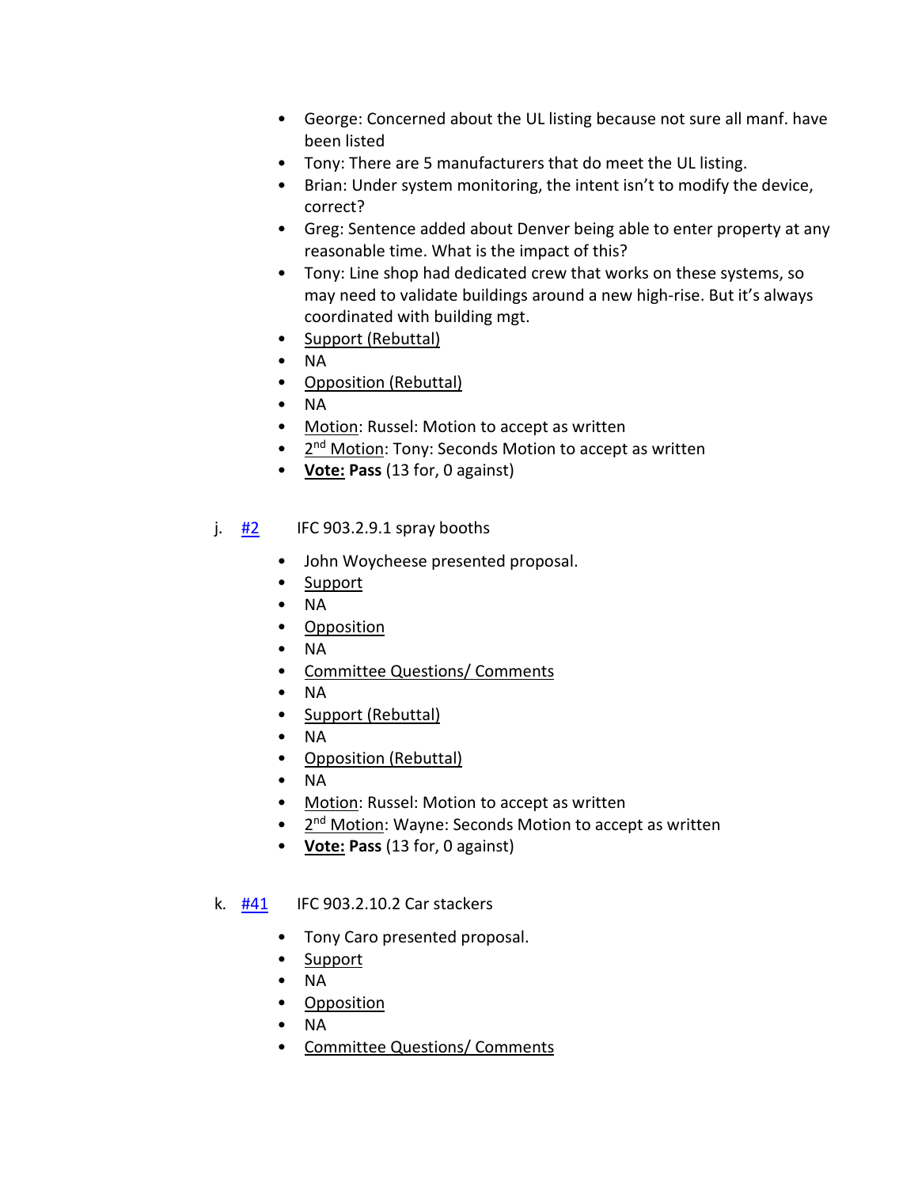- George: Concerned about the UL listing because not sure all manf. have been listed
- Tony: There are 5 manufacturers that do meet the UL listing.
- Brian: Under system monitoring, the intent isn't to modify the device, correct?
- Greg: Sentence added about Denver being able to enter property at any reasonable time. What is the impact of this?
- Tony: Line shop had dedicated crew that works on these systems, so may need to validate buildings around a new high-rise. But it's always coordinated with building mgt.
- Support (Rebuttal)
- NA
- Opposition (Rebuttal)
- NA
- Motion: Russel: Motion to accept as written
- 2nd Motion: Tony: Seconds Motion to accept as written
- **Vote: Pass** (13 for, 0 against)

j. #2 IFC 903.2.9.1 spray booths

- John Woycheese presented proposal.
- Support
- NA
- Opposition
- NA
- Committee Questions/ Comments
- NA
- Support (Rebuttal)
- NA
- Opposition (Rebuttal)
- NA
- Motion: Russel: Motion to accept as written
- 2nd Motion: Wayne: Seconds Motion to accept as written
- **Vote: Pass** (13 for, 0 against)

k. #41 IFC 903.2.10.2 Car stackers

- Tony Caro presented proposal.
- Support
- NA
- Opposition
- NA
- Committee Questions/ Comments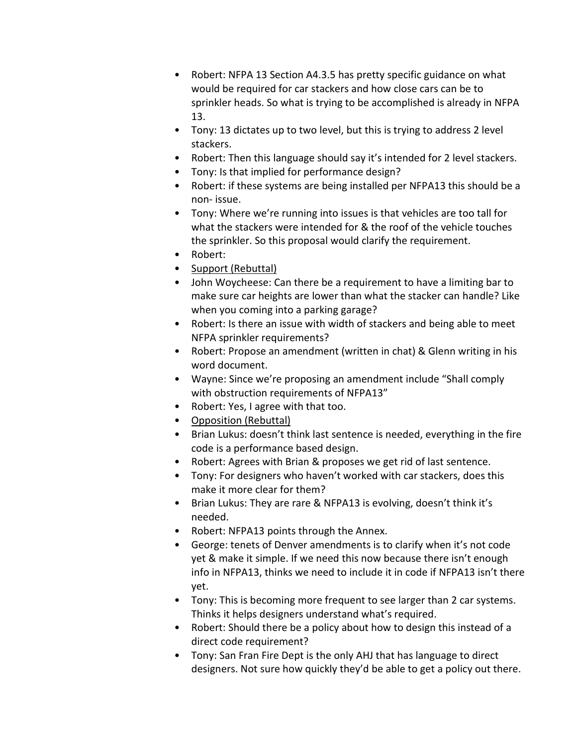- Robert: NFPA 13 Section A4.3.5 has pretty specific guidance on what would be required for car stackers and how close cars can be to sprinkler heads. So what is trying to be accomplished is already in NFPA 13.
- Tony: 13 dictates up to two level, but this is trying to address 2 level stackers.
- Robert: Then this language should say it's intended for 2 level stackers.
- Tony: Is that implied for performance design?
- Robert: if these systems are being installed per NFPA13 this should be a non- issue.
- Tony: Where we're running into issues is that vehicles are too tall for what the stackers were intended for & the roof of the vehicle touches the sprinkler. So this proposal would clarify the requirement.
- Robert:
- <u>Support (Rebuttal)</u>
- John Woycheese: Can there be a requirement to have a limiting bar to make sure car heights are lower than what the stacker can handle? Like when you coming into a parking garage?
- Robert: Is there an issue with width of stackers and being able to meet NFPA sprinkler requirements?
- Robert: Propose an amendment (written in chat) & Glenn writing in his word document.
- Wayne: Since we're proposing an amendment include "Shall comply with obstruction requirements of NFPA13"
- Robert: Yes, I agree with that too.
- <u>Opposition (Rebuttal)</u>
- Brian Lukus: doesn't think last sentence is needed, everything in the fire code is a performance based design.
- Robert: Agrees with Brian & proposes we get rid of last sentence.
- Tony: For designers who haven't worked with car stackers, does this make it more clear for them?
- Brian Lukus: They are rare & NFPA13 is evolving, doesn't think it's needed.
- Robert: NFPA13 points through the Annex.
- George: tenets of Denver amendments is to clarify when it's not code yet & make it simple. If we need this now because there isn't enough info in NFPA13, thinks we need to include it in code if NFPA13 isn't there yet.
- Tony: This is becoming more frequent to see larger than 2 car systems. Thinks it helps designers understand what's required.
- Robert: Should there be a policy about how to design this instead of a direct code requirement?
- Tony: San Fran Fire Dept is the only AHJ that has language to direct designers. Not sure how quickly they'd be able to get a policy out there.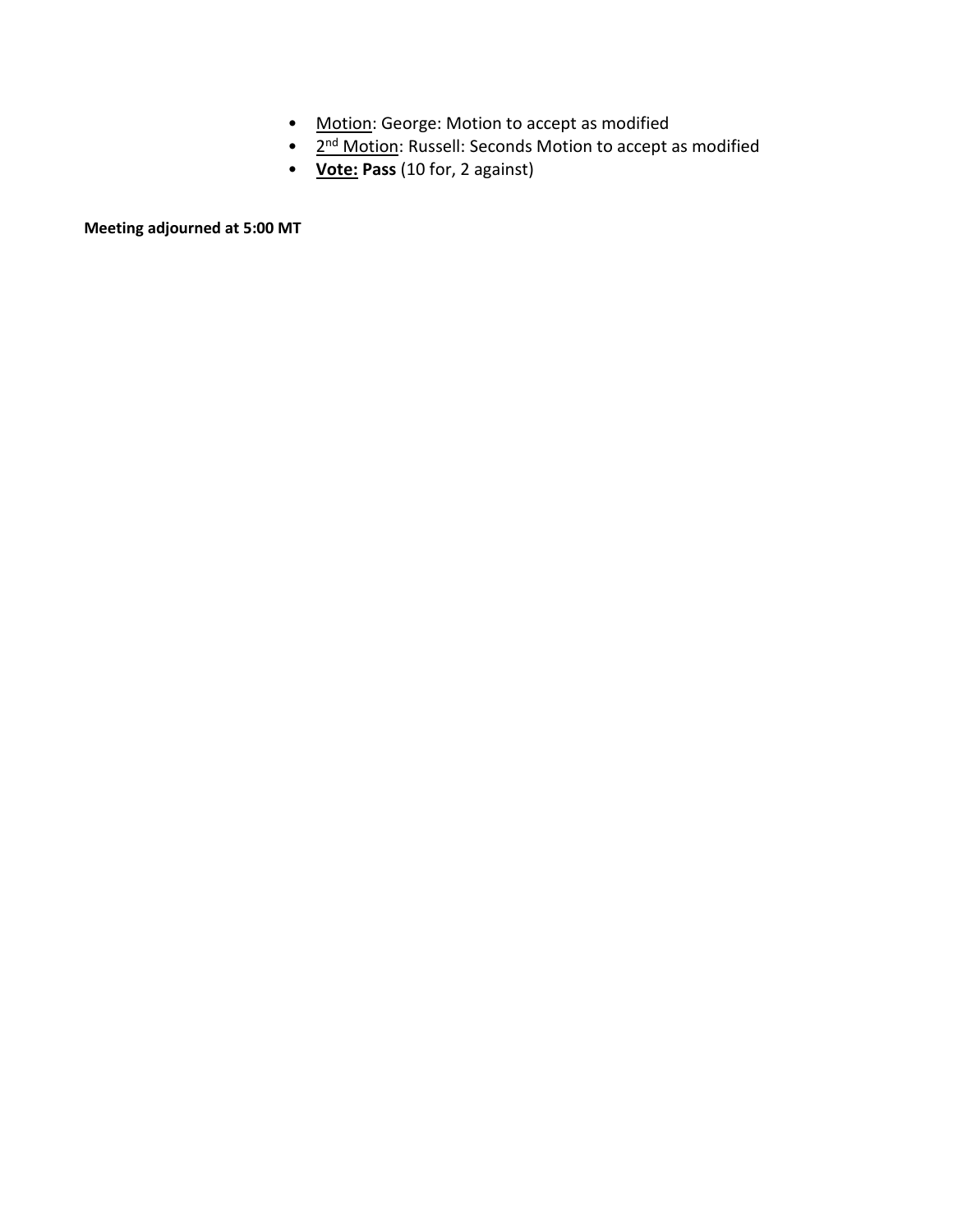- <u>Motion</u>: George: Motion to accept as modified
- <u>2nd Motion</u>: Russell: Seconds Motion to accept as modified
- **<u>Vote:</u> Pass** (10 for, 2 against)

**Meeting adjourned at 5:00 MT**